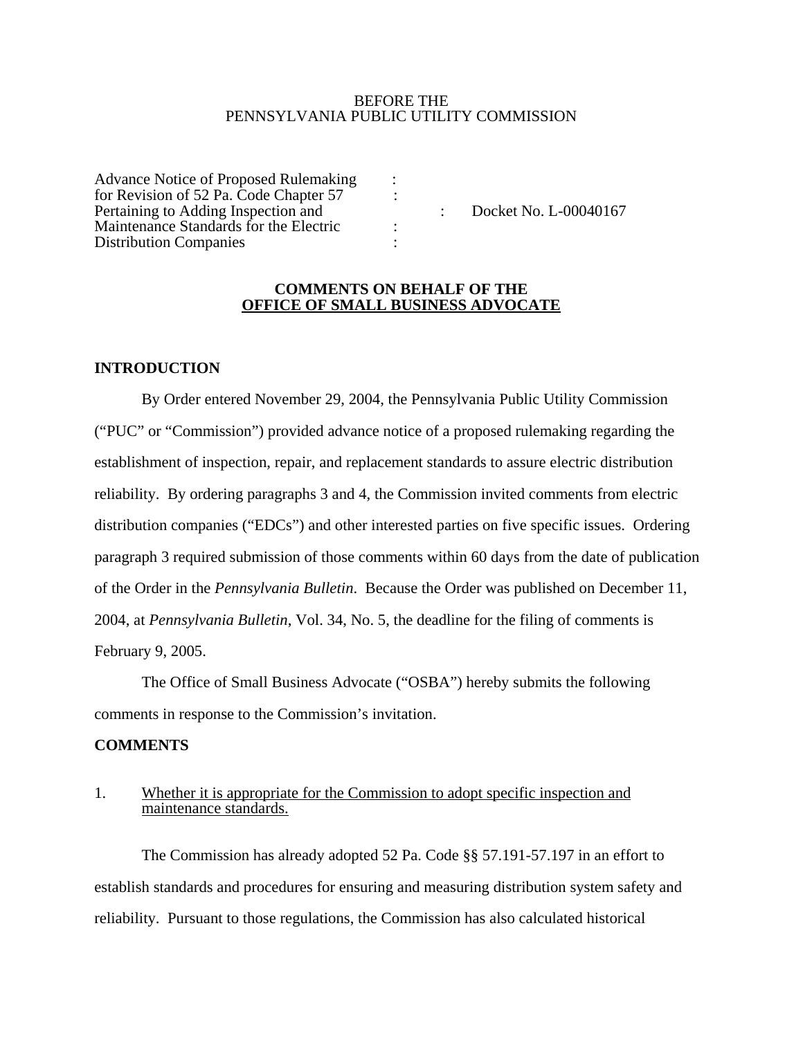BEFORE THE
PENNSYLVANIA PUBLIC UTILITY COMMISSION

| | | |
|---|---|---|
| Advance Notice of Proposed Rulemaking for Revision of 52 Pa. Code Chapter 57 Pertaining to Adding Inspection and Maintenance Standards for the Electric Distribution Companies | : | Docket No. L-00040167 |

**COMMENTS ON BEHALF OF THE**
**OFFICE OF SMALL BUSINESS ADVOCATE**

## INTRODUCTION

By Order entered November 29, 2004, the Pennsylvania Public Utility Commission ("PUC" or "Commission") provided advance notice of a proposed rulemaking regarding the establishment of inspection, repair, and replacement standards to assure electric distribution reliability. By ordering paragraphs 3 and 4, the Commission invited comments from electric distribution companies ("EDCs") and other interested parties on five specific issues. Ordering paragraph 3 required submission of those comments within 60 days from the date of publication of the Order in the *Pennsylvania Bulletin*. Because the Order was published on December 11, 2004, at *Pennsylvania Bulletin*, Vol. 34, No. 5, the deadline for the filing of comments is February 9, 2005.

The Office of Small Business Advocate ("OSBA") hereby submits the following comments in response to the Commission's invitation.

## COMMENTS

1. Whether it is appropriate for the Commission to adopt specific inspection and maintenance standards.

The Commission has already adopted 52 Pa. Code §§ 57.191-57.197 in an effort to establish standards and procedures for ensuring and measuring distribution system safety and reliability. Pursuant to those regulations, the Commission has also calculated historical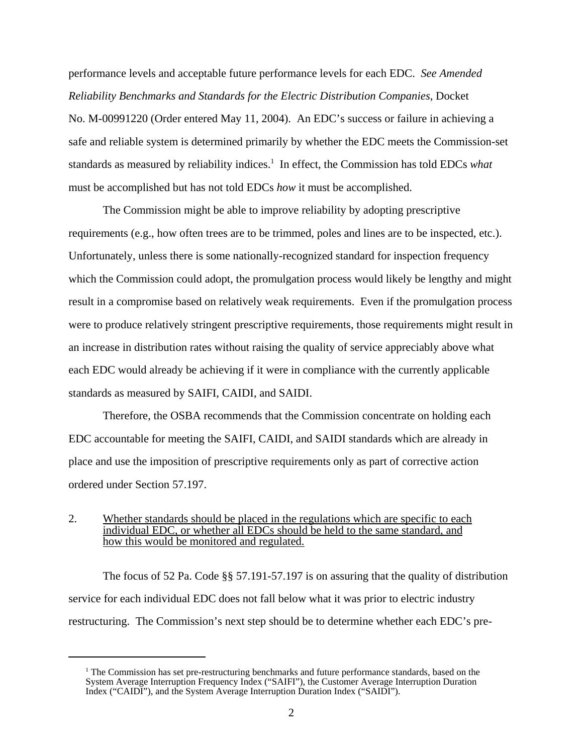performance levels and acceptable future performance levels for each EDC. *See Amended Reliability Benchmarks and Standards for the Electric Distribution Companies*, Docket No. M-00991220 (Order entered May 11, 2004). An EDC's success or failure in achieving a safe and reliable system is determined primarily by whether the EDC meets the Commission-set standards as measured by reliability indices.[1] In effect, the Commission has told EDCs *what* must be accomplished but has not told EDCs *how* it must be accomplished.

The Commission might be able to improve reliability by adopting prescriptive requirements (e.g., how often trees are to be trimmed, poles and lines are to be inspected, etc.). Unfortunately, unless there is some nationally-recognized standard for inspection frequency which the Commission could adopt, the promulgation process would likely be lengthy and might result in a compromise based on relatively weak requirements. Even if the promulgation process were to produce relatively stringent prescriptive requirements, those requirements might result in an increase in distribution rates without raising the quality of service appreciably above what each EDC would already be achieving if it were in compliance with the currently applicable standards as measured by SAIFI, CAIDI, and SAIDI.

Therefore, the OSBA recommends that the Commission concentrate on holding each EDC accountable for meeting the SAIFI, CAIDI, and SAIDI standards which are already in place and use the imposition of prescriptive requirements only as part of corrective action ordered under Section 57.197.

2. <u>Whether standards should be placed in the regulations which are specific to each individual EDC, or whether all EDCs should be held to the same standard, and how this would be monitored and regulated.</u>

The focus of 52 Pa. Code §§ 57.191-57.197 is on assuring that the quality of distribution service for each individual EDC does not fall below what it was prior to electric industry restructuring. The Commission's next step should be to determine whether each EDC's pre-

[1] The Commission has set pre-restructuring benchmarks and future performance standards, based on the System Average Interruption Frequency Index ("SAIFI"), the Customer Average Interruption Duration Index ("CAIDI"), and the System Average Interruption Duration Index ("SAIDI").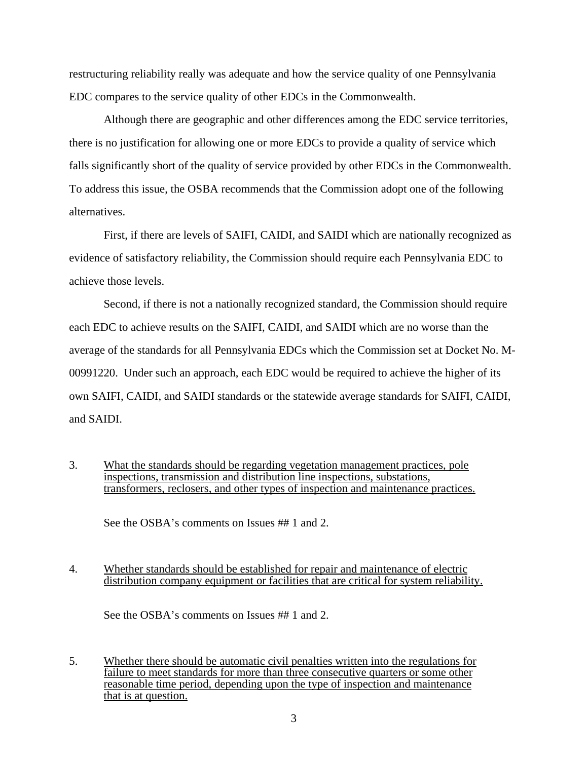restructuring reliability really was adequate and how the service quality of one Pennsylvania EDC compares to the service quality of other EDCs in the Commonwealth.

Although there are geographic and other differences among the EDC service territories, there is no justification for allowing one or more EDCs to provide a quality of service which falls significantly short of the quality of service provided by other EDCs in the Commonwealth. To address this issue, the OSBA recommends that the Commission adopt one of the following alternatives.

First, if there are levels of SAIFI, CAIDI, and SAIDI which are nationally recognized as evidence of satisfactory reliability, the Commission should require each Pennsylvania EDC to achieve those levels.

Second, if there is not a nationally recognized standard, the Commission should require each EDC to achieve results on the SAIFI, CAIDI, and SAIDI which are no worse than the average of the standards for all Pennsylvania EDCs which the Commission set at Docket No. M-00991220. Under such an approach, each EDC would be required to achieve the higher of its own SAIFI, CAIDI, and SAIDI standards or the statewide average standards for SAIFI, CAIDI, and SAIDI.

3. <u>What the standards should be regarding vegetation management practices, pole inspections, transmission and distribution line inspections, substations, transformers, reclosers, and other types of inspection and maintenance practices.</u>

   See the OSBA's comments on Issues ## 1 and 2.

4. <u>Whether standards should be established for repair and maintenance of electric distribution company equipment or facilities that are critical for system reliability.</u>

   See the OSBA's comments on Issues ## 1 and 2.

5. <u>Whether there should be automatic civil penalties written into the regulations for failure to meet standards for more than three consecutive quarters or some other reasonable time period, depending upon the type of inspection and maintenance that is at question.</u>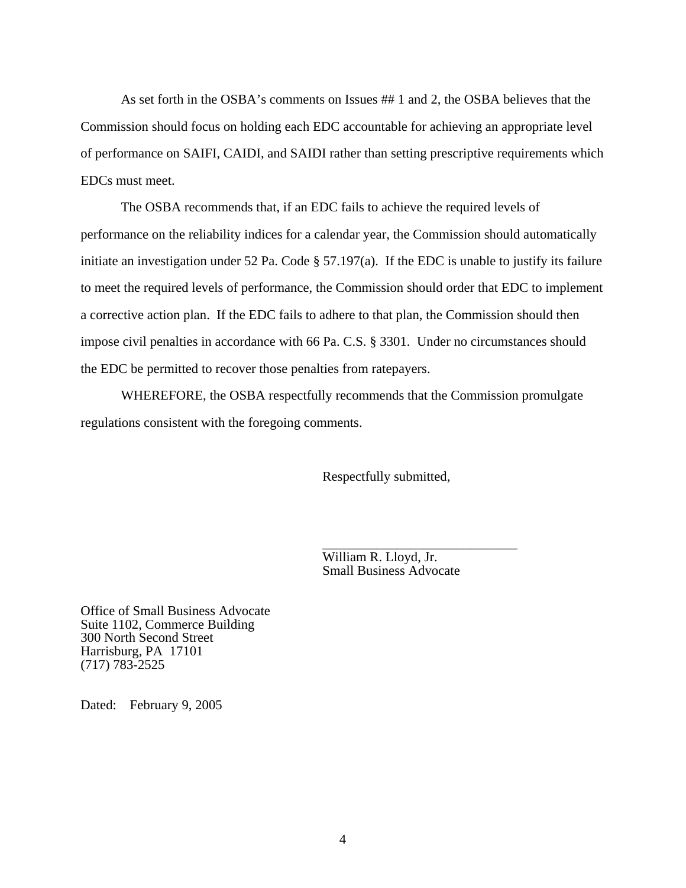As set forth in the OSBA's comments on Issues ## 1 and 2, the OSBA believes that the Commission should focus on holding each EDC accountable for achieving an appropriate level of performance on SAIFI, CAIDI, and SAIDI rather than setting prescriptive requirements which EDCs must meet.

The OSBA recommends that, if an EDC fails to achieve the required levels of performance on the reliability indices for a calendar year, the Commission should automatically initiate an investigation under 52 Pa. Code § 57.197(a). If the EDC is unable to justify its failure to meet the required levels of performance, the Commission should order that EDC to implement a corrective action plan. If the EDC fails to adhere to that plan, the Commission should then impose civil penalties in accordance with 66 Pa. C.S. § 3301. Under no circumstances should the EDC be permitted to recover those penalties from ratepayers.

WHEREFORE, the OSBA respectfully recommends that the Commission promulgate regulations consistent with the foregoing comments.

Respectfully submitted,

\_\_\_\_\_\_\_\_\_\_\_\_\_\_\_\_\_\_\_\_\_\_\_\_\_\_\_\_\_\_
William R. Lloyd, Jr.
Small Business Advocate

Office of Small Business Advocate
Suite 1102, Commerce Building
300 North Second Street
Harrisburg, PA 17101
(717) 783-2525

Dated: February 9, 2005